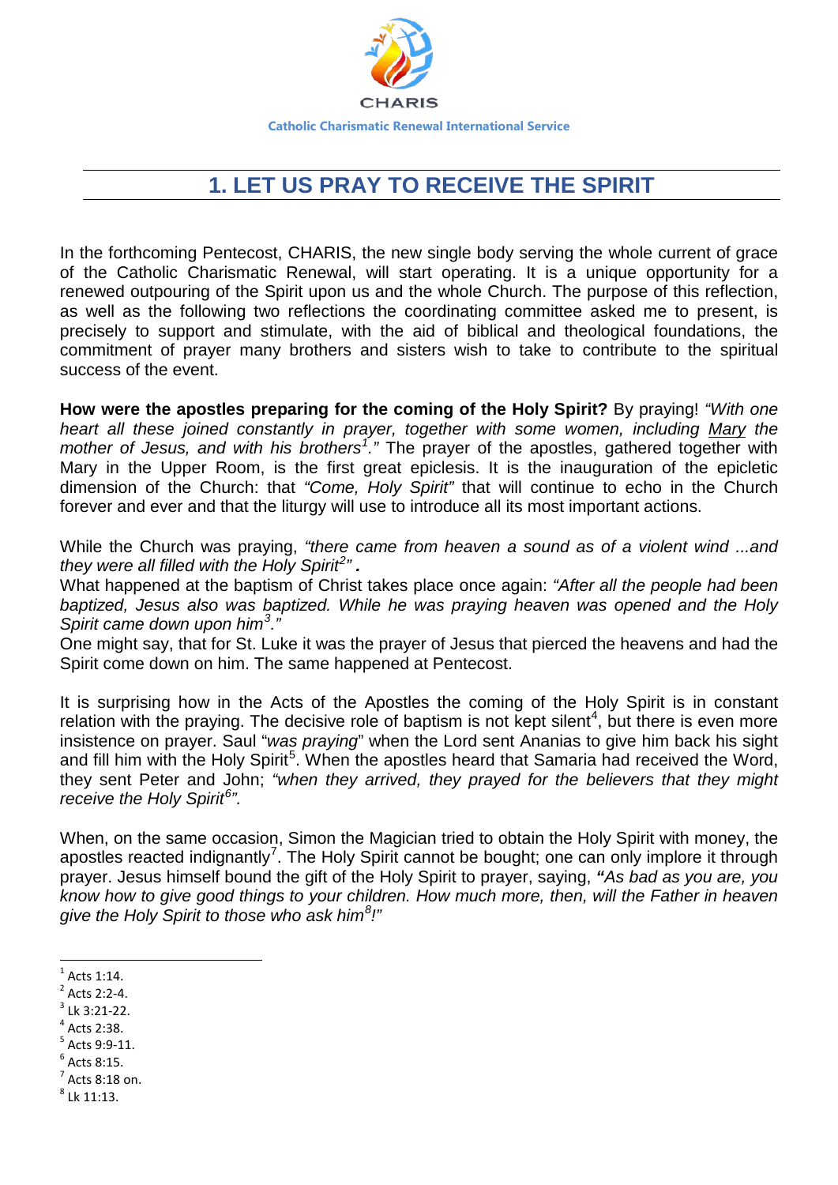CHARIS

Catholic Charismatic Renewal International Service

# 1. LET US PRAY TO RECEIVE THE SPIRIT

In the forthcoming Pentecost, CHARIS, the new single body serving the whole current of grace of the Catholic Charismatic Renewal, will start operating. It is a unique opportunity for a renewed outpouring of the Spirit upon us and the whole Church. The purpose of this reflection, as well as the following two reflections the coordinating committee asked me to present, is precisely to support and stimulate, with the aid of biblical and theological foundations, the commitment of prayer many brothers and sisters wish to take to contribute to the spiritual success of the event.

**How were the apostles preparing for the coming of the Holy Spirit?** By praying! *"With one heart all these joined constantly in prayer, together with some women, including Mary the mother of Jesus, and with his brothers[1]."* The prayer of the apostles, gathered together with Mary in the Upper Room, is the first great epiclesis. It is the inauguration of the epicletic dimension of the Church: that *"Come, Holy Spirit"* that will continue to echo in the Church forever and ever and that the liturgy will use to introduce all its most important actions.

While the Church was praying, *"there came from heaven a sound as of a violent wind ...and they were all filled with the Holy Spirit[2]"*.
What happened at the baptism of Christ takes place once again: *"After all the people had been baptized, Jesus also was baptized. While he was praying heaven was opened and the Holy Spirit came down upon him[3]."*
One might say, that for St. Luke it was the prayer of Jesus that pierced the heavens and had the Spirit come down on him. The same happened at Pentecost.

It is surprising how in the Acts of the Apostles the coming of the Holy Spirit is in constant relation with the praying. The decisive role of baptism is not kept silent[4], but there is even more insistence on prayer. Saul "*was praying*" when the Lord sent Ananias to give him back his sight and fill him with the Holy Spirit[5]. When the apostles heard that Samaria had received the Word, they sent Peter and John; *"when they arrived, they prayed for the believers that they might receive the Holy Spirit[6]".*

When, on the same occasion, Simon the Magician tried to obtain the Holy Spirit with money, the apostles reacted indignantly[7]. The Holy Spirit cannot be bought; one can only implore it through prayer. Jesus himself bound the gift of the Holy Spirit to prayer, saying, ***"****As bad as you are, you know how to give good things to your children. How much more, then, will the Father in heaven give the Holy Spirit to those who ask him[8]!"*

---

[1] Acts 1:14.
[2] Acts 2:2-4.
[3] Lk 3:21-22.
[4] Acts 2:38.
[5] Acts 9:9-11.
[6] Acts 8:15.
[7] Acts 8:18 on.
[8] Lk 11:13.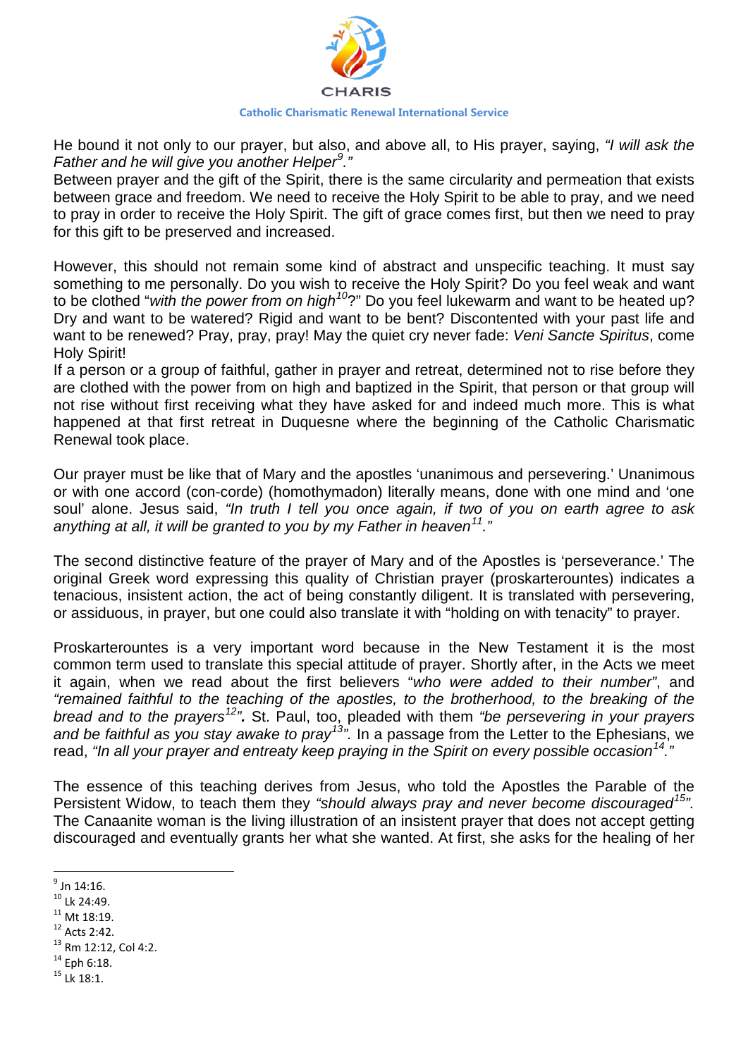He bound it not only to our prayer, but also, and above all, to His prayer, saying, *"I will ask the Father and he will give you another Helper[9]."*

Between prayer and the gift of the Spirit, there is the same circularity and permeation that exists between grace and freedom. We need to receive the Holy Spirit to be able to pray, and we need to pray in order to receive the Holy Spirit. The gift of grace comes first, but then we need to pray for this gift to be preserved and increased.

However, this should not remain some kind of abstract and unspecific teaching. It must say something to me personally. Do you wish to receive the Holy Spirit? Do you feel weak and want to be clothed "*with the power from on high[10]*?" Do you feel lukewarm and want to be heated up? Dry and want to be watered? Rigid and want to be bent? Discontented with your past life and want to be renewed? Pray, pray, pray! May the quiet cry never fade: *Veni Sancte Spiritus*, come Holy Spirit!

If a person or a group of faithful, gather in prayer and retreat, determined not to rise before they are clothed with the power from on high and baptized in the Spirit, that person or that group will not rise without first receiving what they have asked for and indeed much more. This is what happened at that first retreat in Duquesne where the beginning of the Catholic Charismatic Renewal took place.

Our prayer must be like that of Mary and the apostles 'unanimous and persevering.' Unanimous or with one accord (con-corde) (homothymadon) literally means, done with one mind and 'one soul' alone. Jesus said, *"In truth I tell you once again, if two of you on earth agree to ask anything at all, it will be granted to you by my Father in heaven[11]."*

The second distinctive feature of the prayer of Mary and of the Apostles is 'perseverance.' The original Greek word expressing this quality of Christian prayer (proskarterountes) indicates a tenacious, insistent action, the act of being constantly diligent. It is translated with persevering, or assiduous, in prayer, but one could also translate it with "holding on with tenacity" to prayer.

Proskarterountes is a very important word because in the New Testament it is the most common term used to translate this special attitude of prayer. Shortly after, in the Acts we meet it again, when we read about the first believers "*who were added to their number*", and *"remained faithful to the teaching of the apostles, to the brotherhood, to the breaking of the bread and to the prayers[12]"*. St. Paul, too, pleaded with them *"be persevering in your prayers and be faithful as you stay awake to pray[13]"*. In a passage from the Letter to the Ephesians, we read, *"In all your prayer and entreaty keep praying in the Spirit on every possible occasion[14]."*

The essence of this teaching derives from Jesus, who told the Apostles the Parable of the Persistent Widow, to teach them they *"should always pray and never become discouraged[15]"*. The Canaanite woman is the living illustration of an insistent prayer that does not accept getting discouraged and eventually grants her what she wanted. At first, she asks for the healing of her

---

[9] Jn 14:16.
[10] Lk 24:49.
[11] Mt 18:19.
[12] Acts 2:42.
[13] Rm 12:12, Col 4:2.
[14] Eph 6:18.
[15] Lk 18:1.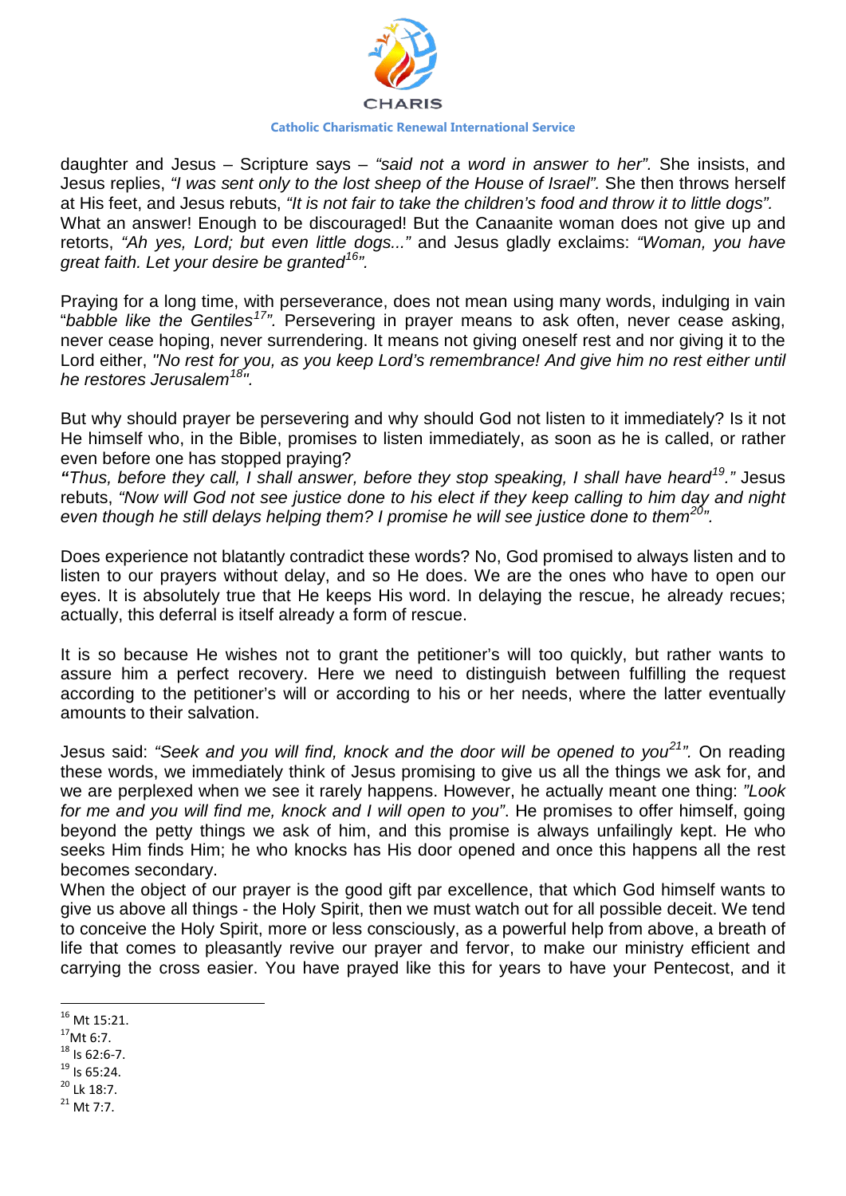daughter and Jesus – Scripture says – *"said not a word in answer to her".* She insists, and Jesus replies, *"I was sent only to the lost sheep of the House of Israel".* She then throws herself at His feet, and Jesus rebuts, *"It is not fair to take the children's food and throw it to little dogs".* What an answer! Enough to be discouraged! But the Canaanite woman does not give up and retorts, *"Ah yes, Lord; but even little dogs..."* and Jesus gladly exclaims: *"Woman, you have great faith. Let your desire be granted[16]".*

Praying for a long time, with perseverance, does not mean using many words, indulging in vain "*babble like the Gentiles[17]".* Persevering in prayer means to ask often, never cease asking, never cease hoping, never surrendering. It means not giving oneself rest and nor giving it to the Lord either, *"No rest for you, as you keep Lord's remembrance! And give him no rest either until he restores Jerusalem[18]".*

But why should prayer be persevering and why should God not listen to it immediately? Is it not He himself who, in the Bible, promises to listen immediately, as soon as he is called, or rather even before one has stopped praying?

***"****Thus, before they call, I shall answer, before they stop speaking, I shall have heard[19]."* Jesus rebuts, *"Now will God not see justice done to his elect if they keep calling to him day and night even though he still delays helping them? I promise he will see justice done to them[20]".*

Does experience not blatantly contradict these words? No, God promised to always listen and to listen to our prayers without delay, and so He does. We are the ones who have to open our eyes. It is absolutely true that He keeps His word. In delaying the rescue, he already recues; actually, this deferral is itself already a form of rescue.

It is so because He wishes not to grant the petitioner's will too quickly, but rather wants to assure him a perfect recovery. Here we need to distinguish between fulfilling the request according to the petitioner's will or according to his or her needs, where the latter eventually amounts to their salvation.

Jesus said: *"Seek and you will find, knock and the door will be opened to you[21]".* On reading these words, we immediately think of Jesus promising to give us all the things we ask for, and we are perplexed when we see it rarely happens. However, he actually meant one thing: *"Look for me and you will find me, knock and I will open to you"*. He promises to offer himself, going beyond the petty things we ask of him, and this promise is always unfailingly kept. He who seeks Him finds Him; he who knocks has His door opened and once this happens all the rest becomes secondary.

When the object of our prayer is the good gift par excellence, that which God himself wants to give us above all things - the Holy Spirit, then we must watch out for all possible deceit. We tend to conceive the Holy Spirit, more or less consciously, as a powerful help from above, a breath of life that comes to pleasantly revive our prayer and fervor, to make our ministry efficient and carrying the cross easier. You have prayed like this for years to have your Pentecost, and it

---

[16] Mt 15:21.
[17] Mt 6:7.
[18] Is 62:6-7.
[19] Is 65:24.
[20] Lk 18:7.
[21] Mt 7:7.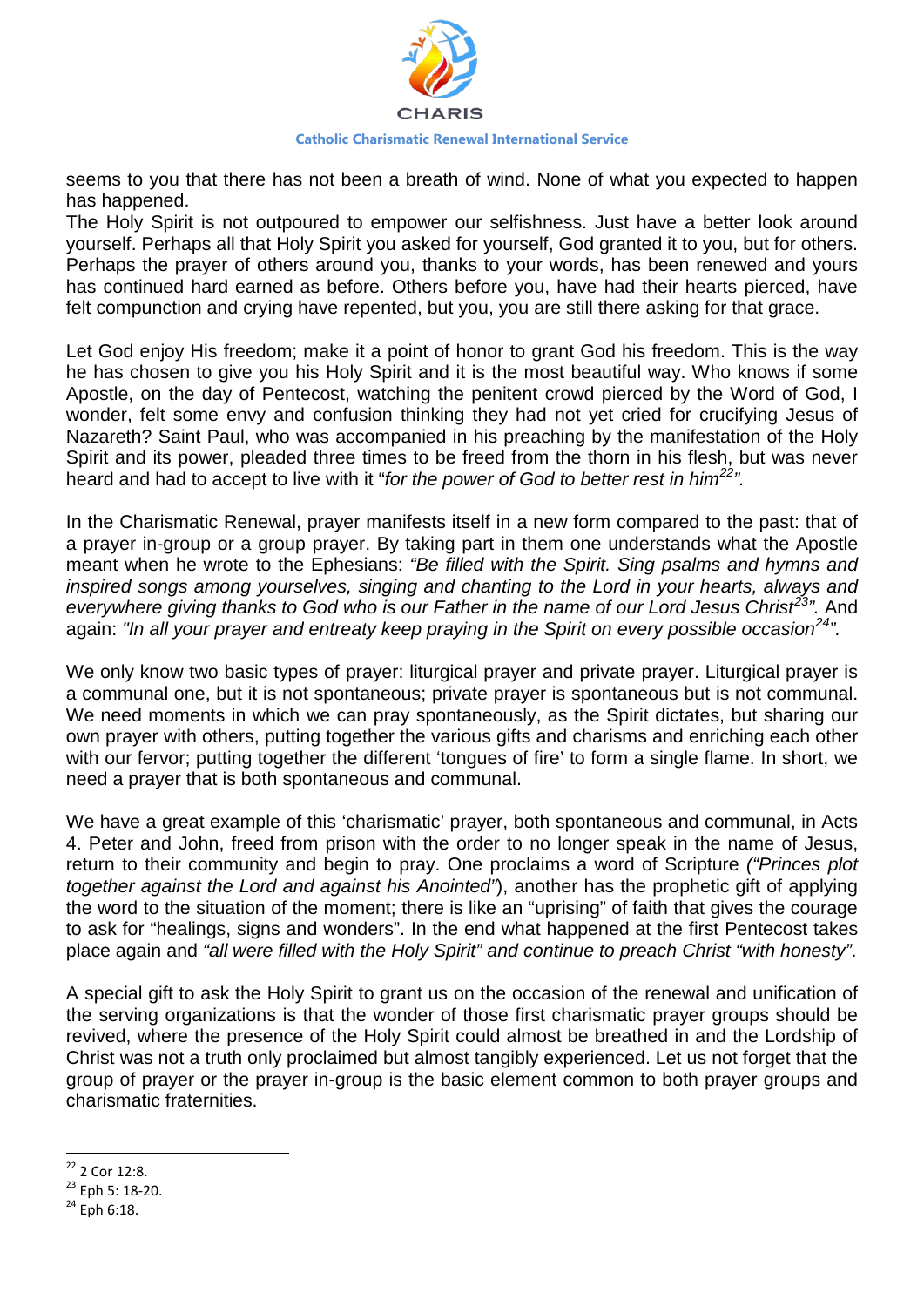seems to you that there has not been a breath of wind. None of what you expected to happen has happened.
The Holy Spirit is not outpoured to empower our selfishness. Just have a better look around yourself. Perhaps all that Holy Spirit you asked for yourself, God granted it to you, but for others. Perhaps the prayer of others around you, thanks to your words, has been renewed and yours has continued hard earned as before. Others before you, have had their hearts pierced, have felt compunction and crying have repented, but you, you are still there asking for that grace.

Let God enjoy His freedom; make it a point of honor to grant God his freedom. This is the way he has chosen to give you his Holy Spirit and it is the most beautiful way. Who knows if some Apostle, on the day of Pentecost, watching the penitent crowd pierced by the Word of God, I wonder, felt some envy and confusion thinking they had not yet cried for crucifying Jesus of Nazareth? Saint Paul, who was accompanied in his preaching by the manifestation of the Holy Spirit and its power, pleaded three times to be freed from the thorn in his flesh, but was never heard and had to accept to live with it "*for the power of God to better rest in him*[22]*"*.

In the Charismatic Renewal, prayer manifests itself in a new form compared to the past: that of a prayer in-group or a group prayer. By taking part in them one understands what the Apostle meant when he wrote to the Ephesians: *"Be filled with the Spirit. Sing psalms and hymns and inspired songs among yourselves, singing and chanting to the Lord in your hearts, always and everywhere giving thanks to God who is our Father in the name of our Lord Jesus Christ*[23]*"*. And again: *"In all your prayer and entreaty keep praying in the Spirit on every possible occasion*[24]*"*.

We only know two basic types of prayer: liturgical prayer and private prayer. Liturgical prayer is a communal one, but it is not spontaneous; private prayer is spontaneous but is not communal. We need moments in which we can pray spontaneously, as the Spirit dictates, but sharing our own prayer with others, putting together the various gifts and charisms and enriching each other with our fervor; putting together the different 'tongues of fire' to form a single flame. In short, we need a prayer that is both spontaneous and communal.

We have a great example of this 'charismatic' prayer, both spontaneous and communal, in Acts 4. Peter and John, freed from prison with the order to no longer speak in the name of Jesus, return to their community and begin to pray. One proclaims a word of Scripture *("Princes plot together against the Lord and against his Anointed"*), another has the prophetic gift of applying the word to the situation of the moment; there is like an "uprising" of faith that gives the courage to ask for "healings, signs and wonders". In the end what happened at the first Pentecost takes place again and *"all were filled with the Holy Spirit" and continue to preach Christ "with honesty"*.

A special gift to ask the Holy Spirit to grant us on the occasion of the renewal and unification of the serving organizations is that the wonder of those first charismatic prayer groups should be revived, where the presence of the Holy Spirit could almost be breathed in and the Lordship of Christ was not a truth only proclaimed but almost tangibly experienced. Let us not forget that the group of prayer or the prayer in-group is the basic element common to both prayer groups and charismatic fraternities.

---

[22] 2 Cor 12:8.
[23] Eph 5: 18-20.
[24] Eph 6:18.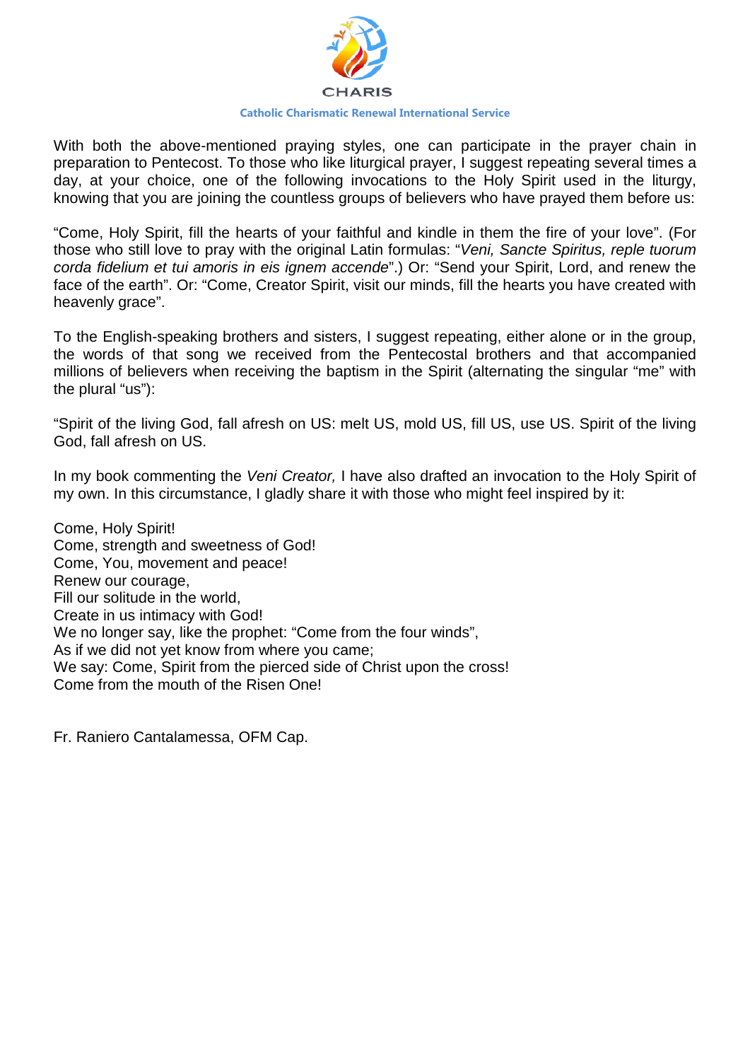With both the above-mentioned praying styles, one can participate in the prayer chain in preparation to Pentecost. To those who like liturgical prayer, I suggest repeating several times a day, at your choice, one of the following invocations to the Holy Spirit used in the liturgy, knowing that you are joining the countless groups of believers who have prayed them before us:

"Come, Holy Spirit, fill the hearts of your faithful and kindle in them the fire of your love". (For those who still love to pray with the original Latin formulas: "*Veni, Sancte Spiritus, reple tuorum corda fidelium et tui amoris in eis ignem accende*".) Or: "Send your Spirit, Lord, and renew the face of the earth". Or: "Come, Creator Spirit, visit our minds, fill the hearts you have created with heavenly grace".

To the English-speaking brothers and sisters, I suggest repeating, either alone or in the group, the words of that song we received from the Pentecostal brothers and that accompanied millions of believers when receiving the baptism in the Spirit (alternating the singular "me" with the plural "us"):

"Spirit of the living God, fall afresh on US: melt US, mold US, fill US, use US. Spirit of the living God, fall afresh on US.

In my book commenting the *Veni Creator,* I have also drafted an invocation to the Holy Spirit of my own. In this circumstance, I gladly share it with those who might feel inspired by it:

Come, Holy Spirit!
Come, strength and sweetness of God!
Come, You, movement and peace!
Renew our courage,
Fill our solitude in the world,
Create in us intimacy with God!
We no longer say, like the prophet: "Come from the four winds",
As if we did not yet know from where you came;
We say: Come, Spirit from the pierced side of Christ upon the cross!
Come from the mouth of the Risen One!

Fr. Raniero Cantalamessa, OFM Cap.